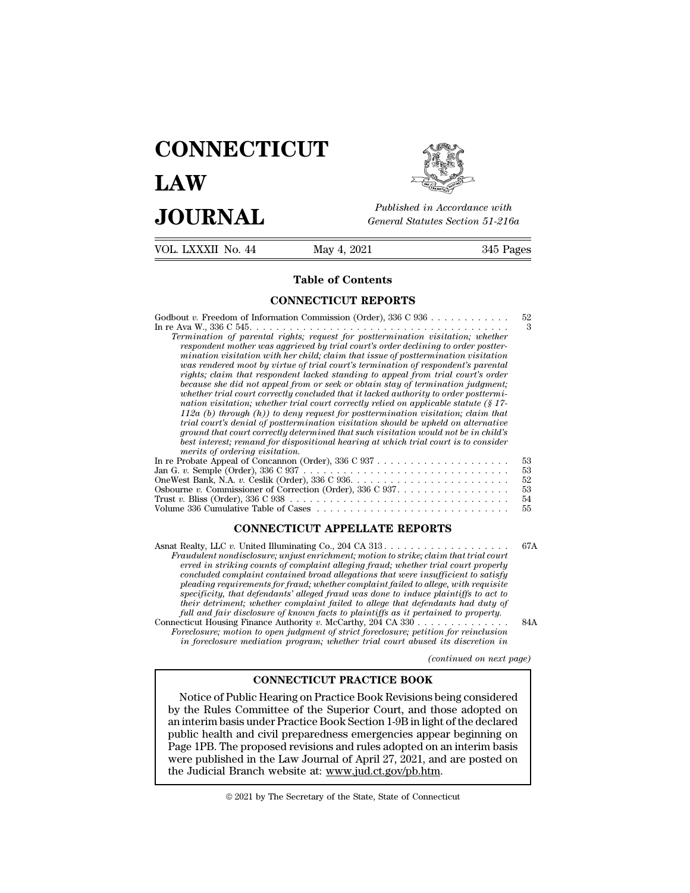# CONNECTICUT LAW JOURNAL

*Published in Accordance with General Statutes Section 51-216a*

VOL. LXXXII No. 44 May 4, 2021 345 Pages

## Table of Contents

### CONNECTICUT REPORTS

Godbout *v.* Freedom of Information Commission (Order), 336 C 936 . . . . . . . . . . . . 52

In re Ava W., 336 C 545. . . . . . . . . . . . . . . . . . . . . . . . . . . . . . . . . . . . . . . . 3

*Termination of parental rights; request for posttermination visitation; whether respondent mother was aggrieved by trial court's order declining to order posttermination visitation with her child; claim that issue of posttermination visitation was rendered moot by virtue of trial court's termination of respondent's parental rights; claim that respondent lacked standing to appeal from trial court's order because she did not appeal from or seek or obtain stay of termination judgment; whether trial court correctly concluded that it lacked authority to order posttermination visitation; whether trial court correctly relied on applicable statute (§ 17-112a (b) through (h)) to deny request for posttermination visitation; claim that trial court's denial of posttermination visitation should be upheld on alternative ground that court correctly determined that such visitation would not be in child's best interest; remand for dispositional hearing at which trial court is to consider merits of ordering visitation.*

In re Probate Appeal of Concannon (Order), 336 C 937 . . . . . . . . . . . . . . . . . . . . 53

Jan G. *v.* Semple (Order), 336 C 937 . . . . . . . . . . . . . . . . . . . . . . . . . . . . . . . 53

OneWest Bank, N.A. *v.* Ceslik (Order), 336 C 936. . . . . . . . . . . . . . . . . . . . . . . . 52

Osbourne *v.* Commissioner of Correction (Order), 336 C 937. . . . . . . . . . . . . . . . . 53

Trust *v.* Bliss (Order), 336 C 938 . . . . . . . . . . . . . . . . . . . . . . . . . . . . . . . . . 54

Volume 336 Cumulative Table of Cases . . . . . . . . . . . . . . . . . . . . . . . . . . . . . 55

### CONNECTICUT APPELLATE REPORTS

Asnat Realty, LLC *v.* United Illuminating Co., 204 CA 313 . . . . . . . . . . . . . . . . . . . 67A

*Fraudulent nondisclosure; unjust enrichment; motion to strike; claim that trial court erred in striking counts of complaint alleging fraud; whether trial court properly concluded complaint contained broad allegations that were insufficient to satisfy pleading requirements for fraud; whether complaint failed to allege, with requisite specificity, that defendants' alleged fraud was done to induce plaintiffs to act to their detriment; whether complaint failed to allege that defendants had duty of full and fair disclosure of known facts to plaintiffs as it pertained to property.*

Connecticut Housing Finance Authority *v.* McCarthy, 204 CA 330 . . . . . . . . . . . . . . 84A

*Foreclosure; motion to open judgment of strict foreclosure; petition for reinclusion in foreclosure mediation program; whether trial court abused its discretion in*

*(continued on next page)*

### CONNECTICUT PRACTICE BOOK

Notice of Public Hearing on Practice Book Revisions being considered by the Rules Committee of the Superior Court, and those adopted on an interim basis under Practice Book Section 1-9B in light of the declared public health and civil preparedness emergencies appear beginning on Page 1PB. The proposed revisions and rules adopted on an interim basis were published in the Law Journal of April 27, 2021, and are posted on the Judicial Branch website at: www.jud.ct.gov/pb.htm.

© 2021 by The Secretary of the State, State of Connecticut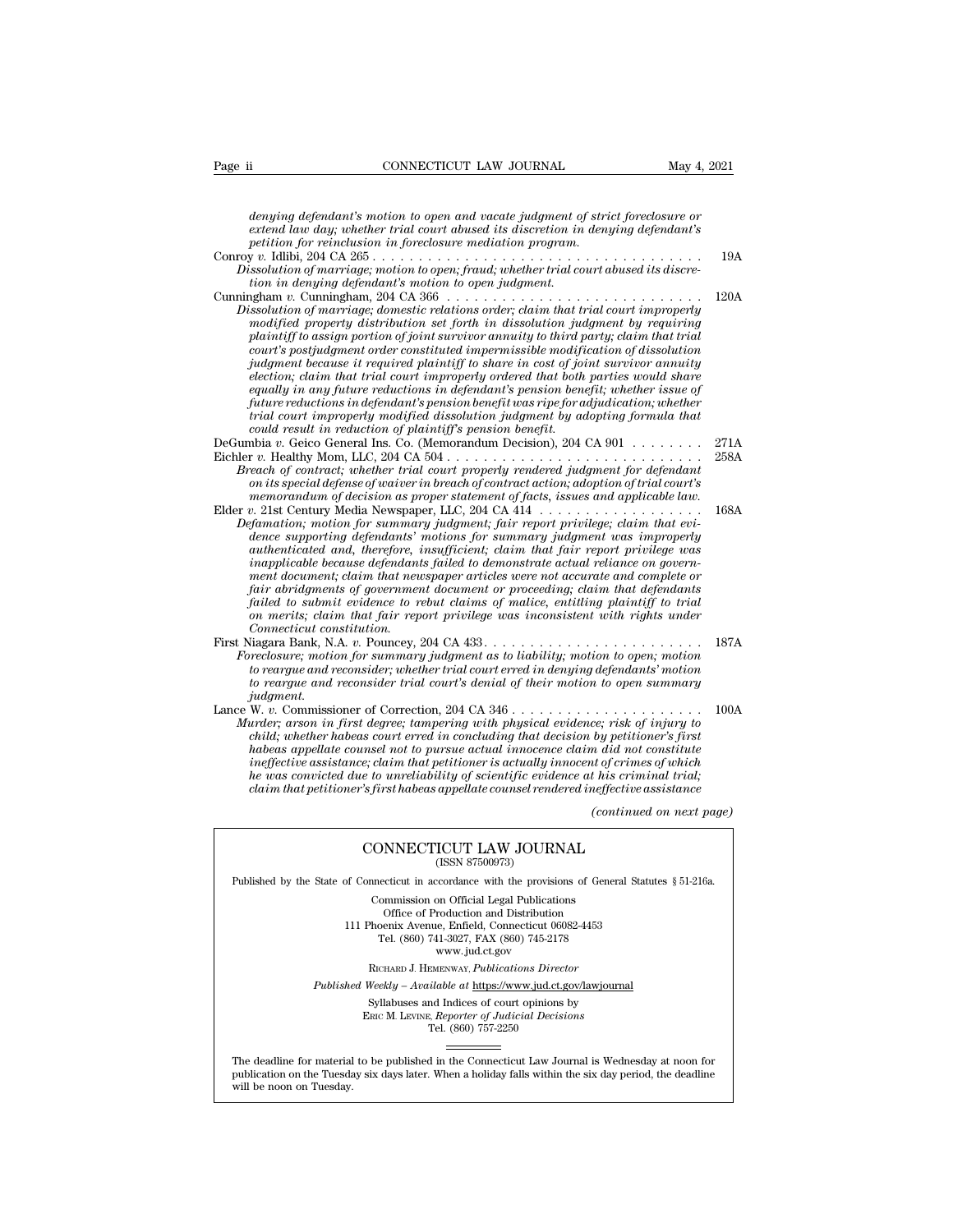*denying defendant's motion to open and vacate judgment of strict foreclosure or extend law day; whether trial court abused its discretion in denying defendant's petition for reinclusion in foreclosure mediation program.*

Conroy *v.* Idlibi, 204 CA 265 . . . . . . . . . . . . . . . . . . . . . . . . . . . . . . . . . . . . 19A

*Dissolution of marriage; motion to open; fraud; whether trial court abused its discretion in denying defendant's motion to open judgment.*

Cunningham *v.* Cunningham, 204 CA 366 . . . . . . . . . . . . . . . . . . . . . . . . . . . . . 120A

*Dissolution of marriage; domestic relations order; claim that trial court improperly modified property distribution set forth in dissolution judgment by requiring plaintiff to assign portion of joint survivor annuity to third party; claim that trial court's postjudgment order constituted impermissible modification of dissolution judgment because it required plaintiff to share in cost of joint survivor annuity election; claim that trial court improperly ordered that both parties would share equally in any future reductions in defendant's pension benefit; whether issue of future reductions in defendant's pension benefit was ripe for adjudication; whether trial court improperly modified dissolution judgment by adopting formula that could result in reduction of plaintiff's pension benefit.*

DeGumbia *v.* Geico General Ins. Co. (Memorandum Decision), 204 CA 901 . . . . . . . . 271A

Eichler *v.* Healthy Mom, LLC, 204 CA 504 . . . . . . . . . . . . . . . . . . . . . . . . . . . . 258A

*Breach of contract; whether trial court properly rendered judgment for defendant on its special defense of waiver in breach of contract action; adoption of trial court's memorandum of decision as proper statement of facts, issues and applicable law.*

Elder *v.* 21st Century Media Newspaper, LLC, 204 CA 414 . . . . . . . . . . . . . . . . . . 168A

*Defamation; motion for summary judgment; fair report privilege; claim that evidence supporting defendants' motions for summary judgment was improperly authenticated and, therefore, insufficient; claim that fair report privilege was inapplicable because defendants failed to demonstrate actual reliance on government document; claim that newspaper articles were not accurate and complete or fair abridgments of government document or proceeding; claim that defendants failed to submit evidence to rebut claims of malice, entitling plaintiff to trial on merits; claim that fair report privilege was inconsistent with rights under Connecticut constitution.*

First Niagara Bank, N.A. *v.* Pouncey, 204 CA 433 . . . . . . . . . . . . . . . . . . . . . . . . 187A

*Foreclosure; motion for summary judgment as to liability; motion to open; motion to reargue and reconsider; whether trial court erred in denying defendants' motion to reargue and reconsider trial court's denial of their motion to open summary judgment.*

Lance W. *v.* Commissioner of Correction, 204 CA 346 . . . . . . . . . . . . . . . . . . . . . 100A

*Murder; arson in first degree; tampering with physical evidence; risk of injury to child; whether habeas court erred in concluding that decision by petitioner's first habeas appellate counsel not to pursue actual innocence claim did not constitute ineffective assistance; claim that petitioner is actually innocent of crimes of which he was convicted due to unreliability of scientific evidence at his criminal trial; claim that petitioner's first habeas appellate counsel rendered ineffective assistance*

*(continued on next page)*

---

CONNECTICUT LAW JOURNAL
(ISSN 87500973)

Published by the State of Connecticut in accordance with the provisions of General Statutes § 51-216a.

Commission on Official Legal Publications
Office of Production and Distribution
111 Phoenix Avenue, Enfield, Connecticut 06082-4453
Tel. (860) 741-3027, FAX (860) 745-2178
www.jud.ct.gov

Richard J. Hemenway, *Publications Director*

*Published Weekly – Available at* https://www.jud.ct.gov/lawjournal

Syllabuses and Indices of court opinions by
Eric M. Levine, *Reporter of Judicial Decisions*
Tel. (860) 757-2250

The deadline for material to be published in the Connecticut Law Journal is Wednesday at noon for publication on the Tuesday six days later. When a holiday falls within the six day period, the deadline will be noon on Tuesday.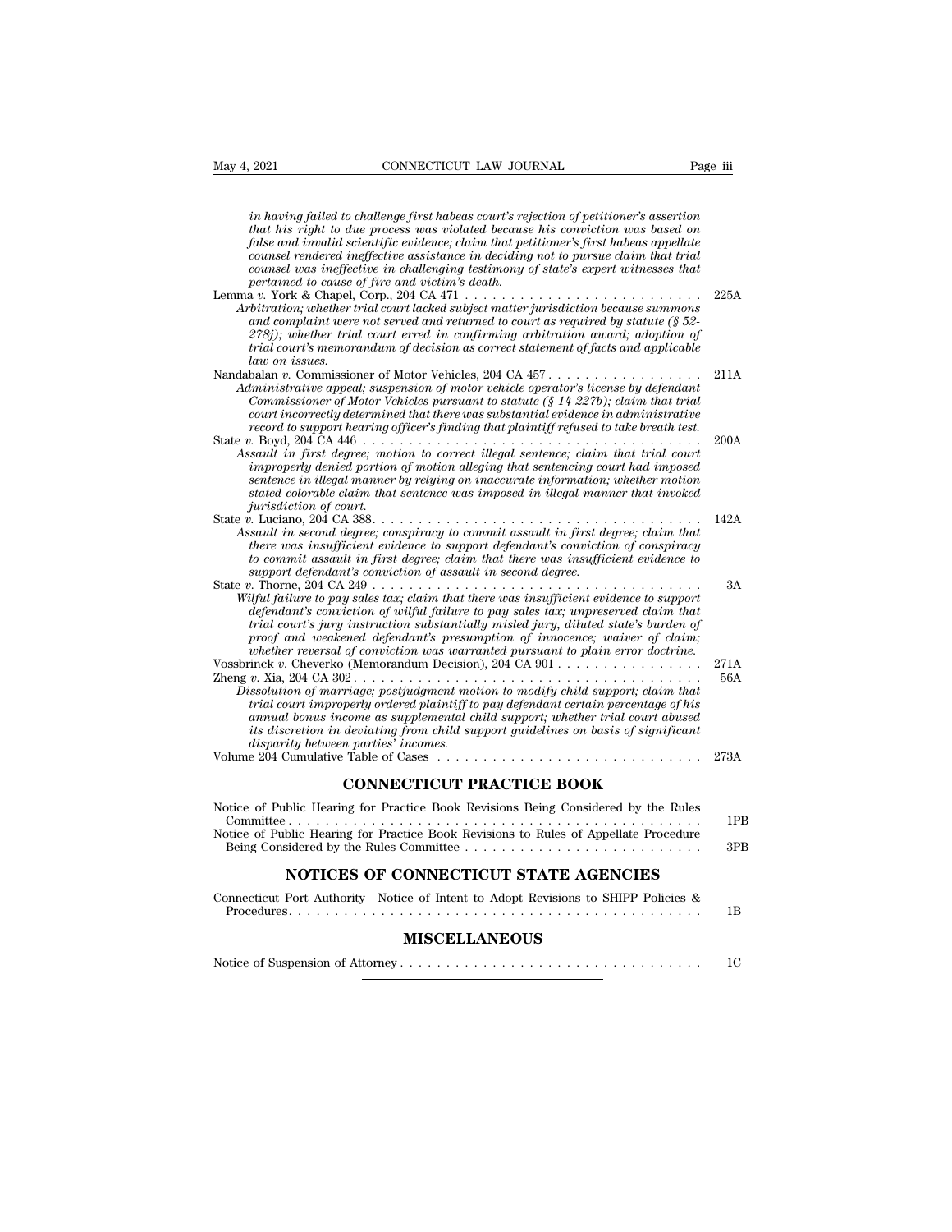*in having failed to challenge first habeas court's rejection of petitioner's assertion that his right to due process was violated because his conviction was based on false and invalid scientific evidence; claim that petitioner's first habeas appellate counsel rendered ineffective assistance in deciding not to pursue claim that trial counsel was ineffective in challenging testimony of state's expert witnesses that pertained to cause of fire and victim's death.*

Lemma *v.* York & Chapel, Corp., 204 CA 471 . . . . . . . . . . . . . . . . . . . . . . . . . . 225A
*Arbitration; whether trial court lacked subject matter jurisdiction because summons and complaint were not served and returned to court as required by statute (§ 52-278j); whether trial court erred in confirming arbitration award; adoption of trial court's memorandum of decision as correct statement of facts and applicable law on issues.*

Nandabalan *v.* Commissioner of Motor Vehicles, 204 CA 457 . . . . . . . . . . . . . . . . 211A
*Administrative appeal; suspension of motor vehicle operator's license by defendant Commissioner of Motor Vehicles pursuant to statute (§ 14-227b); claim that trial court incorrectly determined that there was substantial evidence in administrative record to support hearing officer's finding that plaintiff refused to take breath test.*

State *v.* Boyd, 204 CA 446 . . . . . . . . . . . . . . . . . . . . . . . . . . . . . . . . . . . . . 200A
*Assault in first degree; motion to correct illegal sentence; claim that trial court improperly denied portion of motion alleging that sentencing court had imposed sentence in illegal manner by relying on inaccurate information; whether motion stated colorable claim that sentence was imposed in illegal manner that invoked jurisdiction of court.*

State *v.* Luciano, 204 CA 388. . . . . . . . . . . . . . . . . . . . . . . . . . . . . . . . . . . . 142A
*Assault in second degree; conspiracy to commit assault in first degree; claim that there was insufficient evidence to support defendant's conviction of conspiracy to commit assault in first degree; claim that there was insufficient evidence to support defendant's conviction of assault in second degree.*

State *v.* Thorne, 204 CA 249 . . . . . . . . . . . . . . . . . . . . . . . . . . . . . . . . . . . . 3A
*Wilful failure to pay sales tax; claim that there was insufficient evidence to support defendant's conviction of wilful failure to pay sales tax; unpreserved claim that trial court's jury instruction substantially misled jury, diluted state's burden of proof and weakened defendant's presumption of innocence; waiver of claim; whether reversal of conviction was warranted pursuant to plain error doctrine.*

Vossbrinck *v.* Cheverko (Memorandum Decision), 204 CA 901 . . . . . . . . . . . . . . . . 271A

Zheng *v.* Xia, 204 CA 302. . . . . . . . . . . . . . . . . . . . . . . . . . . . . . . . . . . . . . 56A
*Dissolution of marriage; postjudgment motion to modify child support; claim that trial court improperly ordered plaintiff to pay defendant certain percentage of his annual bonus income as supplemental child support; whether trial court abused its discretion in deviating from child support guidelines on basis of significant disparity between parties' incomes.*

Volume 204 Cumulative Table of Cases . . . . . . . . . . . . . . . . . . . . . . . . . . . . . 273A

## CONNECTICUT PRACTICE BOOK

Notice of Public Hearing for Practice Book Revisions Being Considered by the Rules Committee. . . . . . . . . . . . . . . . . . . . . . . . . . . . . . . . . . . . . . . . . . . . . . . 1PB

Notice of Public Hearing for Practice Book Revisions to Rules of Appellate Procedure Being Considered by the Rules Committee . . . . . . . . . . . . . . . . . . . . . . . . . . 3PB

## NOTICES OF CONNECTICUT STATE AGENCIES

Connecticut Port Authority—Notice of Intent to Adopt Revisions to SHIPP Policies & Procedures. . . . . . . . . . . . . . . . . . . . . . . . . . . . . . . . . . . . . . . . . . . . . . . 1B

## MISCELLANEOUS

Notice of Suspension of Attorney . . . . . . . . . . . . . . . . . . . . . . . . . . . . . . . . . 1C